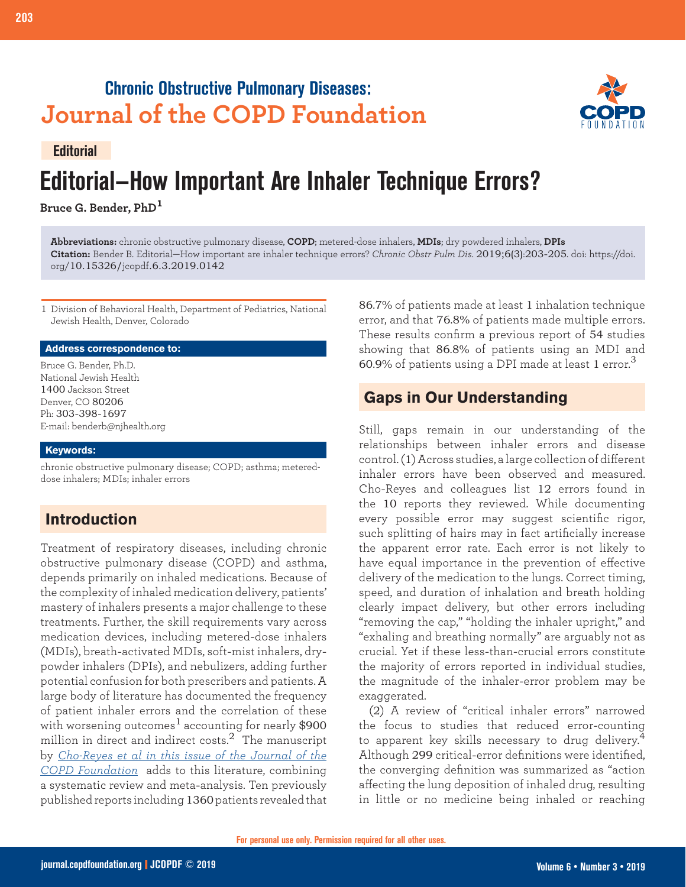## Chronic Obstructive Pulmonary Diseases: Journal of the COPD Foundation

**Editorial**

# Editorial—How Important Are Inhaler Technique Errors?

**Bruce G. Bender, PhD[1]**

**Abbreviations:** chronic obstructive pulmonary disease, **COPD**; metered-dose inhalers, **MDIs**; dry powdered inhalers, **DPIs**
**Citation:** Bender B. Editorial—How important are inhaler technique errors? *Chronic Obstr Pulm Dis*. 2019;6(3):203-205. doi: https://doi.org/10.15326/jcopdf.6.3.2019.0142

1 Division of Behavioral Health, Department of Pediatrics, National Jewish Health, Denver, Colorado

**Address correspondence to:**

Bruce G. Bender, Ph.D.
National Jewish Health
1400 Jackson Street
Denver, CO 80206
Ph: 303-398-1697
E-mail: benderb@njhealth.org

**Keywords:**

chronic obstructive pulmonary disease; COPD; asthma; metered-dose inhalers; MDIs; inhaler errors

## Introduction

Treatment of respiratory diseases, including chronic obstructive pulmonary disease (COPD) and asthma, depends primarily on inhaled medications. Because of the complexity of inhaled medication delivery, patients' mastery of inhalers presents a major challenge to these treatments. Further, the skill requirements vary across medication devices, including metered-dose inhalers (MDIs), breath-activated MDIs, soft-mist inhalers, dry-powder inhalers (DPIs), and nebulizers, adding further potential confusion for both prescribers and patients. A large body of literature has documented the frequency of patient inhaler errors and the correlation of these with worsening outcomes[1] accounting for nearly $900 million in direct and indirect costs.[2] The manuscript by *Cho-Reyes et al in this issue of the Journal of the COPD Foundation* adds to this literature, combining a systematic review and meta-analysis. Ten previously published reports including 1360 patients revealed that 86.7% of patients made at least 1 inhalation technique error, and that 76.8% of patients made multiple errors. These results confirm a previous report of 54 studies showing that 86.8% of patients using an MDI and 60.9% of patients using a DPI made at least 1 error.[3]

## Gaps in Our Understanding

Still, gaps remain in our understanding of the relationships between inhaler errors and disease control. (1) Across studies, a large collection of different inhaler errors have been observed and measured. Cho-Reyes and colleagues list 12 errors found in the 10 reports they reviewed. While documenting every possible error may suggest scientific rigor, such splitting of hairs may in fact artificially increase the apparent error rate. Each error is not likely to have equal importance in the prevention of effective delivery of the medication to the lungs. Correct timing, speed, and duration of inhalation and breath holding clearly impact delivery, but other errors including "removing the cap," "holding the inhaler upright," and "exhaling and breathing normally" are arguably not as crucial. Yet if these less-than-crucial errors constitute the majority of errors reported in individual studies, the magnitude of the inhaler-error problem may be exaggerated.

(2) A review of "critical inhaler errors" narrowed the focus to studies that reduced error-counting to apparent key skills necessary to drug delivery.[4] Although 299 critical-error definitions were identified, the converging definition was summarized as "action affecting the lung deposition of inhaled drug, resulting in little or no medicine being inhaled or reaching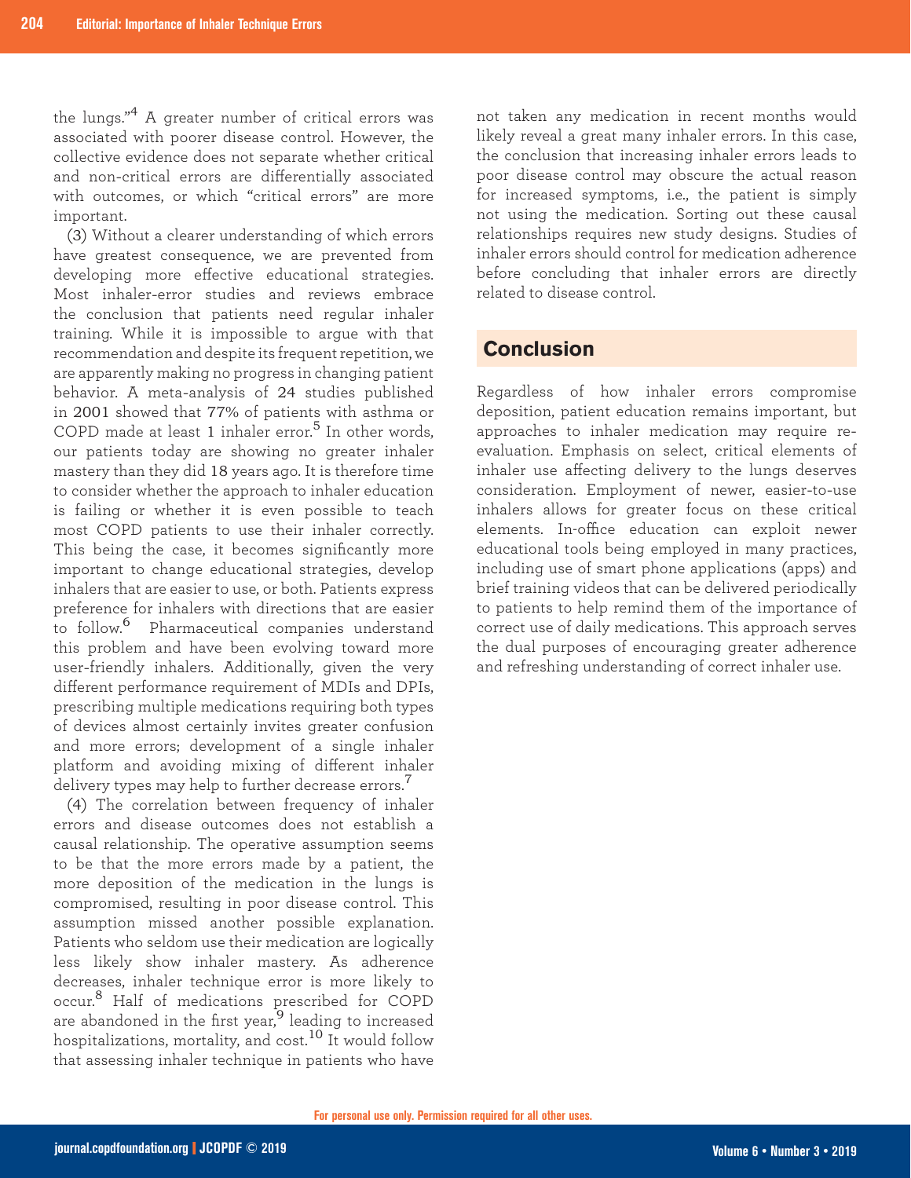the lungs."[4] A greater number of critical errors was associated with poorer disease control. However, the collective evidence does not separate whether critical and non-critical errors are differentially associated with outcomes, or which "critical errors" are more important.

(3) Without a clearer understanding of which errors have greatest consequence, we are prevented from developing more effective educational strategies. Most inhaler-error studies and reviews embrace the conclusion that patients need regular inhaler training. While it is impossible to argue with that recommendation and despite its frequent repetition, we are apparently making no progress in changing patient behavior. A meta-analysis of 24 studies published in 2001 showed that 77% of patients with asthma or COPD made at least 1 inhaler error.[5] In other words, our patients today are showing no greater inhaler mastery than they did 18 years ago. It is therefore time to consider whether the approach to inhaler education is failing or whether it is even possible to teach most COPD patients to use their inhaler correctly. This being the case, it becomes significantly more important to change educational strategies, develop inhalers that are easier to use, or both. Patients express preference for inhalers with directions that are easier to follow.[6] Pharmaceutical companies understand this problem and have been evolving toward more user-friendly inhalers. Additionally, given the very different performance requirement of MDIs and DPIs, prescribing multiple medications requiring both types of devices almost certainly invites greater confusion and more errors; development of a single inhaler platform and avoiding mixing of different inhaler delivery types may help to further decrease errors.[7]

(4) The correlation between frequency of inhaler errors and disease outcomes does not establish a causal relationship. The operative assumption seems to be that the more errors made by a patient, the more deposition of the medication in the lungs is compromised, resulting in poor disease control. This assumption missed another possible explanation. Patients who seldom use their medication are logically less likely show inhaler mastery. As adherence decreases, inhaler technique error is more likely to occur.[8] Half of medications prescribed for COPD are abandoned in the first year,[9] leading to increased hospitalizations, mortality, and cost.[10] It would follow that assessing inhaler technique in patients who have not taken any medication in recent months would likely reveal a great many inhaler errors. In this case, the conclusion that increasing inhaler errors leads to poor disease control may obscure the actual reason for increased symptoms, i.e., the patient is simply not using the medication. Sorting out these causal relationships requires new study designs. Studies of inhaler errors should control for medication adherence before concluding that inhaler errors are directly related to disease control.

## Conclusion

Regardless of how inhaler errors compromise deposition, patient education remains important, but approaches to inhaler medication may require re-evaluation. Emphasis on select, critical elements of inhaler use affecting delivery to the lungs deserves consideration. Employment of newer, easier-to-use inhalers allows for greater focus on these critical elements. In-office education can exploit newer educational tools being employed in many practices, including use of smart phone applications (apps) and brief training videos that can be delivered periodically to patients to help remind them of the importance of correct use of daily medications. This approach serves the dual purposes of encouraging greater adherence and refreshing understanding of correct inhaler use.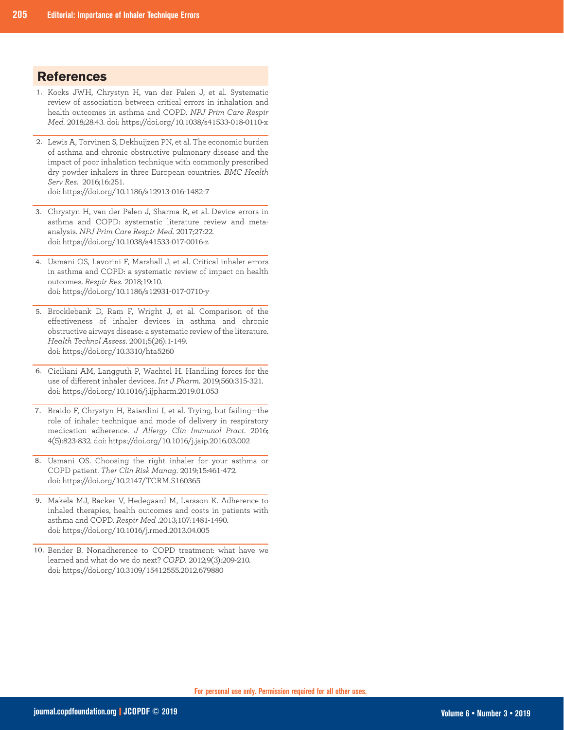## References

1. Kocks JWH, Chrystyn H, van der Palen J, et al. Systematic review of association between critical errors in inhalation and health outcomes in asthma and COPD. *NPJ Prim Care Respir Med*. 2018;28:43. doi: https://doi.org/10.1038/s41533-018-0110-x

2. Lewis A, Torvinen S, Dekhuijzen PN, et al. The economic burden of asthma and chronic obstructive pulmonary disease and the impact of poor inhalation technique with commonly prescribed dry powder inhalers in three European countries. *BMC Health Serv Res*. 2016;16:251. doi: https://doi.org/10.1186/s12913-016-1482-7

3. Chrystyn H, van der Palen J, Sharma R, et al. Device errors in asthma and COPD: systematic literature review and meta-analysis. *NPJ Prim Care Respir Med*. 2017;27:22. doi: https://doi.org/10.1038/s41533-017-0016-z

4. Usmani OS, Lavorini F, Marshall J, et al. Critical inhaler errors in asthma and COPD: a systematic review of impact on health outcomes. *Respir Res*. 2018;19:10. doi: https://doi.org/10.1186/s12931-017-0710-y

5. Brocklebank D, Ram F, Wright J, et al. Comparison of the effectiveness of inhaler devices in asthma and chronic obstructive airways disease: a systematic review of the literature. *Health Technol Assess*. 2001;5(26):1-149. doi: https://doi.org/10.3310/hta5260

6. Ciciliani AM, Langguth P, Wachtel H. Handling forces for the use of different inhaler devices. *Int J Pharm*. 2019;560:315-321. doi: https://doi.org/10.1016/j.ijpharm.2019.01.053

7. Braido F, Chrystyn H, Baiardini I, et al. Trying, but failing—the role of inhaler technique and mode of delivery in respiratory medication adherence. *J Allergy Clin Immunol Pract*. 2016; 4(5):823-832. doi: https://doi.org/10.1016/j.jaip.2016.03.002

8. Usmani OS. Choosing the right inhaler for your asthma or COPD patient. *Ther Clin Risk Manag*. 2019;15:461-472. doi: https://doi.org/10.2147/TCRM.S160365

9. Makela MJ, Backer V, Hedegaard M, Larsson K. Adherence to inhaled therapies, health outcomes and costs in patients with asthma and COPD. *Respir Med* .2013;107:1481-1490. doi: https://doi.org/10.1016/j.rmed.2013.04.005

10. Bender B. Nonadherence to COPD treatment: what have we learned and what do we do next? *COPD*. 2012;9(3):209-210. doi: https://doi.org/10.3109/15412555.2012.679880